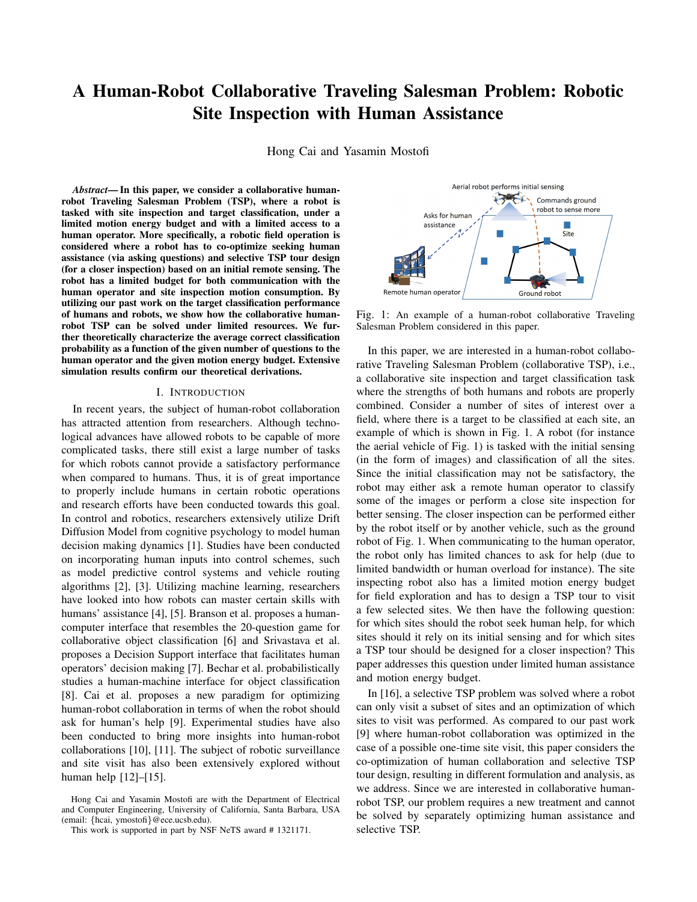# A Human-Robot Collaborative Traveling Salesman Problem: Robotic Site Inspection with Human Assistance

Hong Cai and Yasamin Mostofi

***Abstract*— In this paper, we consider a collaborative human-robot Traveling Salesman Problem (TSP), where a robot is tasked with site inspection and target classification, under a limited motion energy budget and with a limited access to a human operator. More specifically, a robotic field operation is considered where a robot has to co-optimize seeking human assistance (via asking questions) and selective TSP tour design (for a closer inspection) based on an initial remote sensing. The robot has a limited budget for both communication with the human operator and site inspection motion consumption. By utilizing our past work on the target classification performance of humans and robots, we show how the collaborative human-robot TSP can be solved under limited resources. We further theoretically characterize the average correct classification probability as a function of the given number of questions to the human operator and the given motion energy budget. Extensive simulation results confirm our theoretical derivations.**

## I. Introduction

In recent years, the subject of human-robot collaboration has attracted attention from researchers. Although technological advances have allowed robots to be capable of more complicated tasks, there still exist a large number of tasks for which robots cannot provide a satisfactory performance when compared to humans. Thus, it is of great importance to properly include humans in certain robotic operations and research efforts have been conducted towards this goal. In control and robotics, researchers extensively utilize Drift Diffusion Model from cognitive psychology to model human decision making dynamics [1]. Studies have been conducted on incorporating human inputs into control schemes, such as model predictive control systems and vehicle routing algorithms [2], [3]. Utilizing machine learning, researchers have looked into how robots can master certain skills with humans' assistance [4], [5]. Branson et al. proposes a human-computer interface that resembles the 20-question game for collaborative object classification [6] and Srivastava et al. proposes a Decision Support interface that facilitates human operators' decision making [7]. Bechar et al. probabilistically studies a human-machine interface for object classification [8]. Cai et al. proposes a new paradigm for optimizing human-robot collaboration in terms of when the robot should ask for human's help [9]. Experimental studies have also been conducted to bring more insights into human-robot collaborations [10], [11]. The subject of robotic surveillance and site visit has also been extensively explored without human help [12]–[15].

Hong Cai and Yasamin Mostofi are with the Department of Electrical and Computer Engineering, University of California, Santa Barbara, USA (email: {hcai, ymostofi}@ece.ucsb.edu).

This work is supported in part by NSF NeTS award # 1321171.

Fig. 1: An example of a human-robot collaborative Traveling Salesman Problem considered in this paper.

In this paper, we are interested in a human-robot collaborative Traveling Salesman Problem (collaborative TSP), i.e., a collaborative site inspection and target classification task where the strengths of both humans and robots are properly combined. Consider a number of sites of interest over a field, where there is a target to be classified at each site, an example of which is shown in Fig. 1. A robot (for instance the aerial vehicle of Fig. 1) is tasked with the initial sensing (in the form of images) and classification of all the sites. Since the initial classification may not be satisfactory, the robot may either ask a remote human operator to classify some of the images or perform a close site inspection for better sensing. The closer inspection can be performed either by the robot itself or by another vehicle, such as the ground robot of Fig. 1. When communicating to the human operator, the robot only has limited chances to ask for help (due to limited bandwidth or human overload for instance). The site inspecting robot also has a limited motion energy budget for field exploration and has to design a TSP tour to visit a few selected sites. We then have the following question: for which sites should the robot seek human help, for which sites should it rely on its initial sensing and for which sites a TSP tour should be designed for a closer inspection? This paper addresses this question under limited human assistance and motion energy budget.

In [16], a selective TSP problem was solved where a robot can only visit a subset of sites and an optimization of which sites to visit was performed. As compared to our past work [9] where human-robot collaboration was optimized in the case of a possible one-time site visit, this paper considers the co-optimization of human collaboration and selective TSP tour design, resulting in different formulation and analysis, as we address. Since we are interested in collaborative human-robot TSP, our problem requires a new treatment and cannot be solved by separately optimizing human assistance and selective TSP.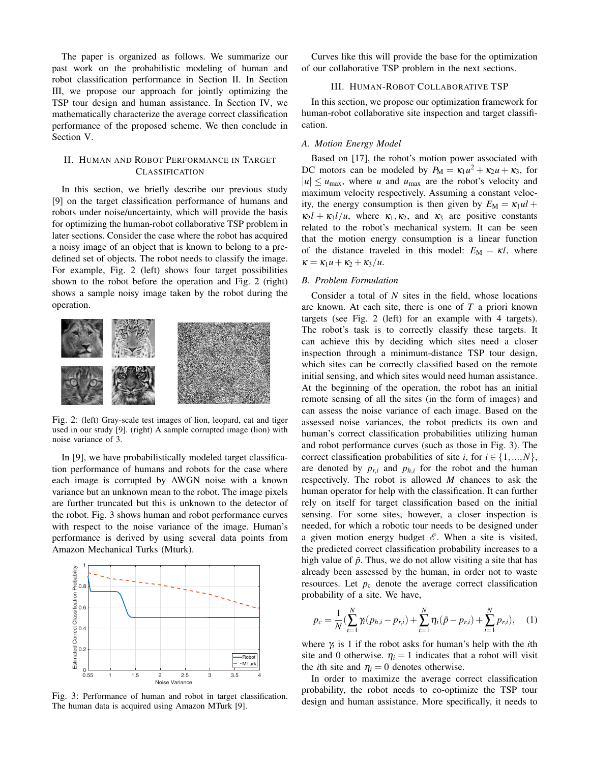The paper is organized as follows. We summarize our past work on the probabilistic modeling of human and robot classification performance in Section II. In Section III, we propose our approach for jointly optimizing the TSP tour design and human assistance. In Section IV, we mathematically characterize the average correct classification performance of the proposed scheme. We then conclude in Section V.

## II. Human and Robot Performance in Target Classification

In this section, we briefly describe our previous study [9] on the target classification performance of humans and robots under noise/uncertainty, which will provide the basis for optimizing the human-robot collaborative TSP problem in later sections. Consider the case where the robot has acquired a noisy image of an object that is known to belong to a pre-defined set of objects. The robot needs to classify the image. For example, Fig. 2 (left) shows four target possibilities shown to the robot before the operation and Fig. 2 (right) shows a sample noisy image taken by the robot during the operation.

Fig. 2: (left) Gray-scale test images of lion, leopard, cat and tiger used in our study [9]. (right) A sample corrupted image (lion) with noise variance of 3.

In [9], we have probabilistically modeled target classification performance of humans and robots for the case where each image is corrupted by AWGN noise with a known variance but an unknown mean to the robot. The image pixels are further truncated but this is unknown to the detector of the robot. Fig. 3 shows human and robot performance curves with respect to the noise variance of the image. Human's performance is derived by using several data points from Amazon Mechanical Turks (Mturk).

Fig. 3: Performance of human and robot in target classification. The human data is acquired using Amazon MTurk [9].

Curves like this will provide the base for the optimization of our collaborative TSP problem in the next sections.

## III. Human-Robot Collaborative TSP

In this section, we propose our optimization framework for human-robot collaborative site inspection and target classification.

### A. Motion Energy Model

Based on [17], the robot's motion power associated with DC motors can be modeled by $P_{\mathrm{M}} = \kappa_1 u^2 + \kappa_2 u + \kappa_3$, for $|u| \leq u_{\max}$, where $u$ and $u_{\max}$ are the robot's velocity and maximum velocity respectively. Assuming a constant velocity, the energy consumption is then given by $E_{\mathrm{M}} = \kappa_1 u l + \kappa_2 l + \kappa_3 l/u$, where $\kappa_1, \kappa_2$, and $\kappa_3$ are positive constants related to the robot's mechanical system. It can be seen that the motion energy consumption is a linear function of the distance traveled in this model: $E_{\mathrm{M}} = \kappa l$, where $\kappa = \kappa_1 u + \kappa_2 + \kappa_3/u$.

### B. Problem Formulation

Consider a total of $N$ sites in the field, whose locations are known. At each site, there is one of $T$ a priori known targets (see Fig. 2 (left) for an example with 4 targets). The robot's task is to correctly classify these targets. It can achieve this by deciding which sites need a closer inspection through a minimum-distance TSP tour design, which sites can be correctly classified based on the remote initial sensing, and which sites would need human assistance. At the beginning of the operation, the robot has an initial remote sensing of all the sites (in the form of images) and can assess the noise variance of each image. Based on the assessed noise variances, the robot predicts its own and human's correct classification probabilities utilizing human and robot performance curves (such as those in Fig. 3). The correct classification probabilities of site $i$, for $i \in \{1, \ldots, N\}$, are denoted by $p_{r,i}$ and $p_{h,i}$ for the robot and the human respectively. The robot is allowed $M$ chances to ask the human operator for help with the classification. It can further rely on itself for target classification based on the initial sensing. For some sites, however, a closer inspection is needed, for which a robotic tour needs to be designed under a given motion energy budget $\mathscr{E}$. When a site is visited, the predicted correct classification probability increases to a high value of $\tilde{p}$. Thus, we do not allow visiting a site that has already been assessed by the human, in order not to waste resources. Let $p_{\mathrm{c}}$ denote the average correct classification probability of a site. We have,

$$p_c = \frac{1}{N}\Big(\sum_{i=1}^{N} \gamma_i (p_{h,i} - p_{r,i}) + \sum_{i=1}^{N} \eta_i (\tilde{p} - p_{r,i}) + \sum_{i=1}^{N} p_{r,i}\Big), \quad (1)$$

where $\gamma_i$ is 1 if the robot asks for human's help with the $i$th site and 0 otherwise. $\eta_i = 1$ indicates that a robot will visit the $i$th site and $\eta_i = 0$ denotes otherwise.

In order to maximize the average correct classification probability, the robot needs to co-optimize the TSP tour design and human assistance. More specifically, it needs to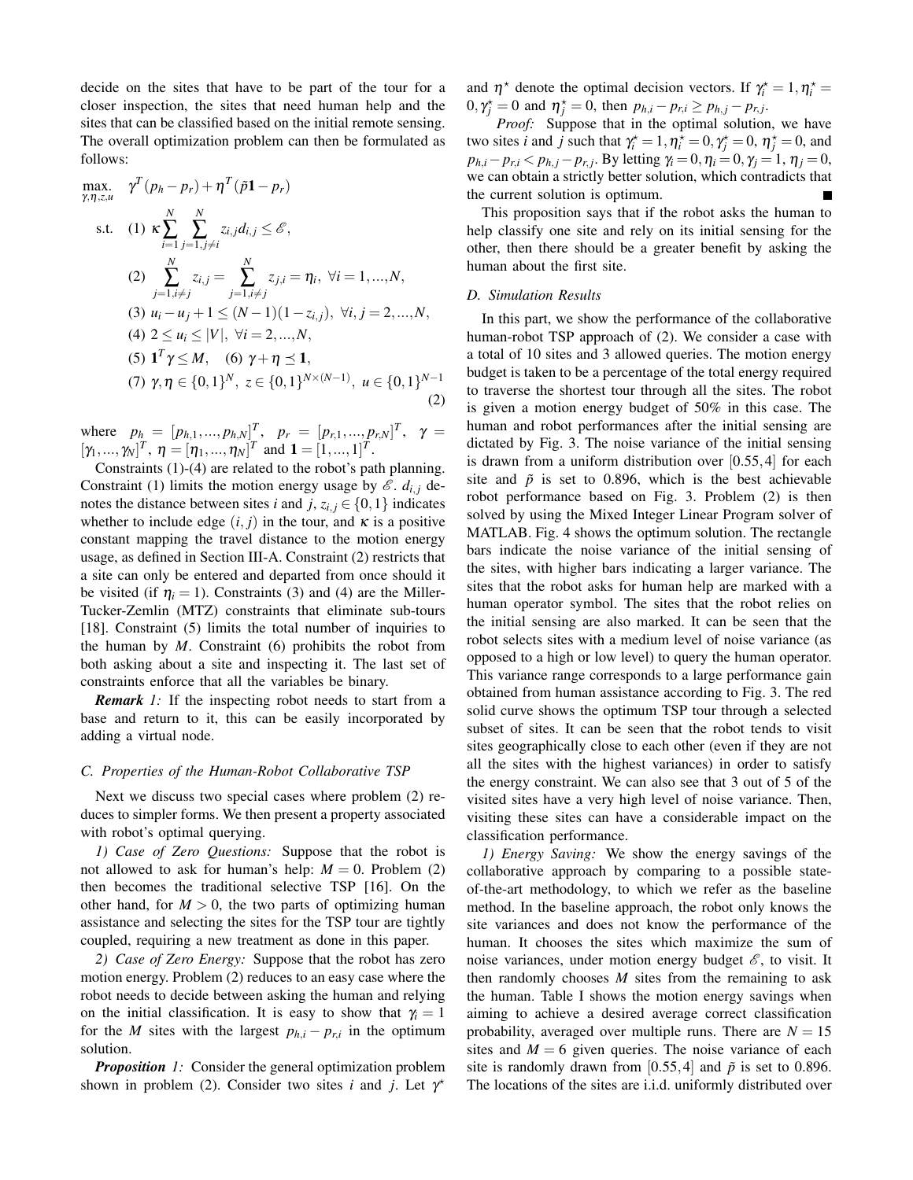decide on the sites that have to be part of the tour for a closer inspection, the sites that need human help and the sites that can be classified based on the initial remote sensing. The overall optimization problem can then be formulated as follows:

$$
\begin{aligned}
\max_{\gamma,\eta,z,u} \quad & \gamma^T(p_h - p_r) + \eta^T(\tilde{p}\mathbf{1} - p_r) \\
\text{s.t.} \quad & (1)\ \kappa \sum_{i=1}^{N} \sum_{j=1, j\neq i}^{N} z_{i,j} d_{i,j} \leq \mathscr{E}, \\
& (2)\ \sum_{j=1, i\neq j}^{N} z_{i,j} = \sum_{j=1, i\neq j}^{N} z_{j,i} = \eta_i,\ \forall i = 1, ..., N, \\
& (3)\ u_i - u_j + 1 \leq (N-1)(1 - z_{i,j}),\ \forall i,j = 2, ..., N, \\
& (4)\ 2 \leq u_i \leq |V|,\ \forall i = 2, ..., N, \\
& (5)\ \mathbf{1}^T \gamma \leq M, \quad (6)\ \gamma + \eta \preceq \mathbf{1}, \\
& (7)\ \gamma, \eta \in \{0,1\}^N,\ z \in \{0,1\}^{N\times(N-1)},\ u \in \{0,1\}^{N-1}
\end{aligned}
\tag{2}
$$

where $p_h = [p_{h,1}, ..., p_{h,N}]^T$, $p_r = [p_{r,1}, ..., p_{r,N}]^T$, $\gamma = [\gamma_1, ..., \gamma_N]^T$, $\eta = [\eta_1, ..., \eta_N]^T$ and $\mathbf{1} = [1, ..., 1]^T$.

Constraints (1)-(4) are related to the robot's path planning. Constraint (1) limits the motion energy usage by $\mathscr{E}$. $d_{i,j}$ denotes the distance between sites $i$ and $j$, $z_{i,j} \in \{0,1\}$ indicates whether to include edge $(i,j)$ in the tour, and $\kappa$ is a positive constant mapping the travel distance to the motion energy usage, as defined in Section III-A. Constraint (2) restricts that a site can only be entered and departed from once should it be visited (if $\eta_i = 1$). Constraints (3) and (4) are the Miller-Tucker-Zemlin (MTZ) constraints that eliminate sub-tours [18]. Constraint (5) limits the total number of inquiries to the human by $M$. Constraint (6) prohibits the robot from both asking about a site and inspecting it. The last set of constraints enforce that all the variables be binary.

***Remark 1:*** If the inspecting robot needs to start from a base and return to it, this can be easily incorporated by adding a virtual node.

### C. Properties of the Human-Robot Collaborative TSP

Next we discuss two special cases where problem (2) reduces to simpler forms. We then present a property associated with robot's optimal querying.

*1) Case of Zero Questions:* Suppose that the robot is not allowed to ask for human's help: $M = 0$. Problem (2) then becomes the traditional selective TSP [16]. On the other hand, for $M > 0$, the two parts of optimizing human assistance and selecting the sites for the TSP tour are tightly coupled, requiring a new treatment as done in this paper.

*2) Case of Zero Energy:* Suppose that the robot has zero motion energy. Problem (2) reduces to an easy case where the robot needs to decide between asking the human and relying on the initial classification. It is easy to show that $\gamma_i = 1$ for the $M$ sites with the largest $p_{h,i} - p_{r,i}$ in the optimum solution.

***Proposition 1:*** Consider the general optimization problem shown in problem (2). Consider two sites $i$ and $j$. Let $\gamma^\star$ and $\eta^\star$ denote the optimal decision vectors. If $\gamma_i^\star = 1, \eta_i^\star = 0, \gamma_j^\star = 0$ and $\eta_j^\star = 0$, then $p_{h,i} - p_{r,i} \geq p_{h,j} - p_{r,j}$.

*Proof:* Suppose that in the optimal solution, we have two sites $i$ and $j$ such that $\gamma_i^\star = 1, \eta_i^\star = 0, \gamma_j^\star = 0$, $\eta_j^\star = 0$, and $p_{h,i} - p_{r,i} < p_{h,j} - p_{r,j}$. By letting $\gamma_i = 0, \eta_i = 0, \gamma_j = 1, \eta_j = 0$, we can obtain a strictly better solution, which contradicts that the current solution is optimum. ∎

This proposition says that if the robot asks the human to help classify one site and rely on its initial sensing for the other, then there should be a greater benefit by asking the human about the first site.

### D. Simulation Results

In this part, we show the performance of the collaborative human-robot TSP approach of (2). We consider a case with a total of 10 sites and 3 allowed queries. The motion energy budget is taken to be a percentage of the total energy required to traverse the shortest tour through all the sites. The robot is given a motion energy budget of 50% in this case. The human and robot performances after the initial sensing are dictated by Fig. 3. The noise variance of the initial sensing is drawn from a uniform distribution over $[0.55, 4]$ for each site and $\tilde{p}$ is set to 0.896, which is the best achievable robot performance based on Fig. 3. Problem (2) is then solved by using the Mixed Integer Linear Program solver of MATLAB. Fig. 4 shows the optimum solution. The rectangle bars indicate the noise variance of the initial sensing of the sites, with higher bars indicating a larger variance. The sites that the robot asks for human help are marked with a human operator symbol. The sites that the robot relies on the initial sensing are also marked. It can be seen that the robot selects sites with a medium level of noise variance (as opposed to a high or low level) to query the human operator. This variance range corresponds to a large performance gain obtained from human assistance according to Fig. 3. The red solid curve shows the optimum TSP tour through a selected subset of sites. It can be seen that the robot tends to visit sites geographically close to each other (even if they are not all the sites with the highest variances) in order to satisfy the energy constraint. We can also see that 3 out of 5 of the visited sites have a very high level of noise variance. Then, visiting these sites can have a considerable impact on the classification performance.

*1) Energy Saving:* We show the energy savings of the collaborative approach by comparing to a possible state-of-the-art methodology, to which we refer as the baseline method. In the baseline approach, the robot only knows the site variances and does not know the performance of the human. It chooses the sites which maximize the sum of noise variances, under motion energy budget $\mathscr{E}$, to visit. It then randomly chooses $M$ sites from the remaining to ask the human. Table I shows the motion energy savings when aiming to achieve a desired average correct classification probability, averaged over multiple runs. There are $N = 15$ sites and $M = 6$ given queries. The noise variance of each site is randomly drawn from $[0.55, 4]$ and $\tilde{p}$ is set to 0.896. The locations of the sites are i.i.d. uniformly distributed over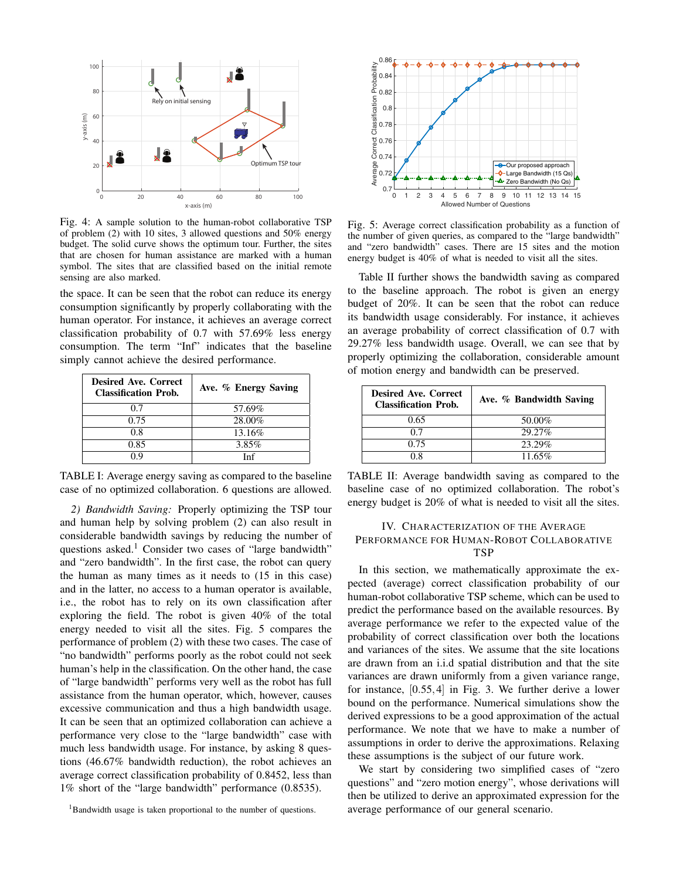Fig. 4: A sample solution to the human-robot collaborative TSP of problem (2) with 10 sites, 3 allowed questions and 50% energy budget. The solid curve shows the optimum tour. Further, the sites that are chosen for human assistance are marked with a human symbol. The sites that are classified based on the initial remote sensing are also marked.

the space. It can be seen that the robot can reduce its energy consumption significantly by properly collaborating with the human operator. For instance, it achieves an average correct classification probability of 0.7 with 57.69% less energy consumption. The term "Inf" indicates that the baseline simply cannot achieve the desired performance.

| Desired Ave. Correct Classification Prob. | Ave. % Energy Saving |
|---|---|
| 0.7 | 57.69% |
| 0.75 | 28.00% |
| 0.8 | 13.16% |
| 0.85 | 3.85% |
| 0.9 | Inf |

TABLE I: Average energy saving as compared to the baseline case of no optimized collaboration. 6 questions are allowed.

*2) Bandwidth Saving:* Properly optimizing the TSP tour and human help by solving problem (2) can also result in considerable bandwidth savings by reducing the number of questions asked.[1] Consider two cases of "large bandwidth" and "zero bandwidth". In the first case, the robot can query the human as many times as it needs to (15 in this case) and in the latter, no access to a human operator is available, i.e., the robot has to rely on its own classification after exploring the field. The robot is given 40% of the total energy needed to visit all the sites. Fig. 5 compares the performance of problem (2) with these two cases. The case of "no bandwidth" performs poorly as the robot could not seek human's help in the classification. On the other hand, the case of "large bandwidth" performs very well as the robot has full assistance from the human operator, which, however, causes excessive communication and thus a high bandwidth usage. It can be seen that an optimized collaboration can achieve a performance very close to the "large bandwidth" case with much less bandwidth usage. For instance, by asking 8 questions (46.67% bandwidth reduction), the robot achieves an average correct classification probability of 0.8452, less than 1% short of the "large bandwidth" performance (0.8535).

[1] Bandwidth usage is taken proportional to the number of questions.

Fig. 5: Average correct classification probability as a function of the number of given queries, as compared to the "large bandwidth" and "zero bandwidth" cases. There are 15 sites and the motion energy budget is 40% of what is needed to visit all the sites.

Table II further shows the bandwidth saving as compared to the baseline approach. The robot is given an energy budget of 20%. It can be seen that the robot can reduce its bandwidth usage considerably. For instance, it achieves an average probability of correct classification of 0.7 with 29.27% less bandwidth usage. Overall, we can see that by properly optimizing the collaboration, considerable amount of motion energy and bandwidth can be preserved.

| Desired Ave. Correct Classification Prob. | Ave. % Bandwidth Saving |
|---|---|
| 0.65 | 50.00% |
| 0.7 | 29.27% |
| 0.75 | 23.29% |
| 0.8 | 11.65% |

TABLE II: Average bandwidth saving as compared to the baseline case of no optimized collaboration. The robot's energy budget is 20% of what is needed to visit all the sites.

## IV. Characterization of the Average Performance for Human-Robot Collaborative TSP

In this section, we mathematically approximate the expected (average) correct classification probability of our human-robot collaborative TSP scheme, which can be used to predict the performance based on the available resources. By average performance we refer to the expected value of the probability of correct classification over both the locations and variances of the sites. We assume that the site locations are drawn from an i.i.d spatial distribution and that the site variances are drawn uniformly from a given variance range, for instance, $[0.55, 4]$ in Fig. 3. We further derive a lower bound on the performance. Numerical simulations show the derived expressions to be a good approximation of the actual performance. We note that we have to make a number of assumptions in order to derive the approximations. Relaxing these assumptions is the subject of our future work.

We start by considering two simplified cases of "zero questions" and "zero motion energy", whose derivations will then be utilized to derive an approximated expression for the average performance of our general scenario.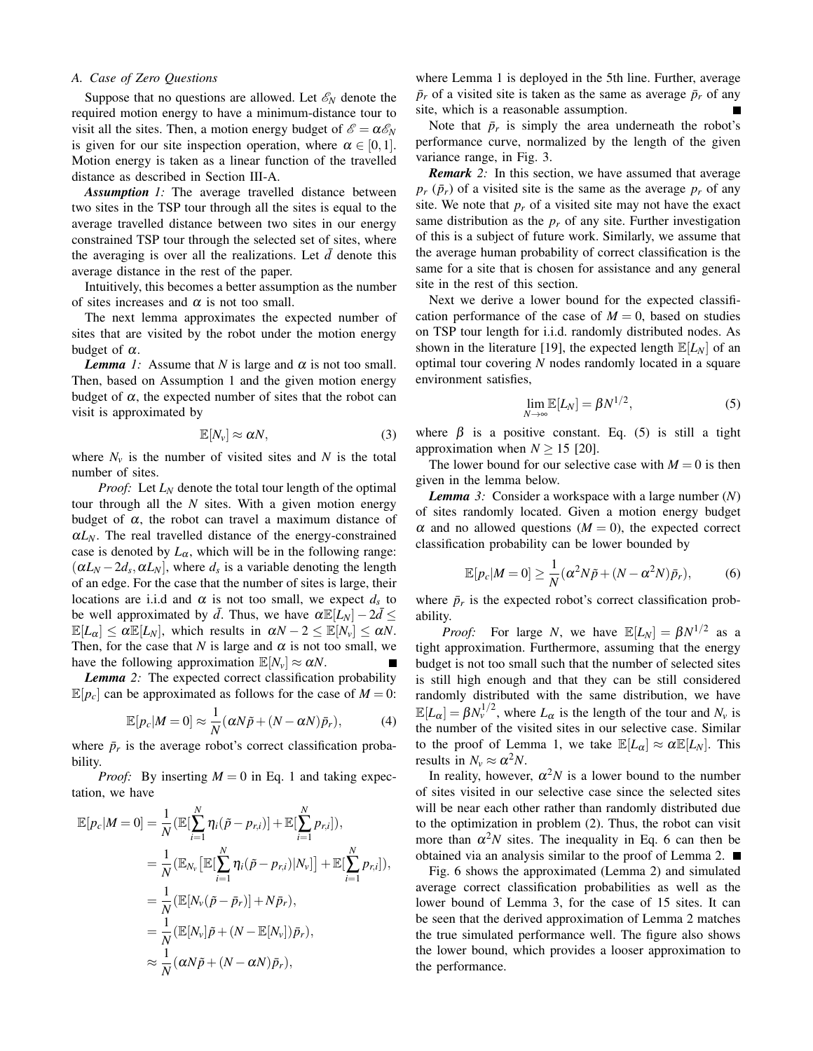### A. Case of Zero Questions

Suppose that no questions are allowed. Let $\mathscr{E}_N$ denote the required motion energy to have a minimum-distance tour to visit all the sites. Then, a motion energy budget of $\mathscr{E} = \alpha \mathscr{E}_N$ is given for our site inspection operation, where $\alpha \in [0,1]$. Motion energy is taken as a linear function of the travelled distance as described in Section III-A.

***Assumption 1:*** The average travelled distance between two sites in the TSP tour through all the sites is equal to the average travelled distance between two sites in our energy constrained TSP tour through the selected set of sites, where the averaging is over all the realizations. Let $\bar{d}$ denote this average distance in the rest of the paper.

Intuitively, this becomes a better assumption as the number of sites increases and $\alpha$ is not too small.

The next lemma approximates the expected number of sites that are visited by the robot under the motion energy budget of $\alpha$.

***Lemma 1:*** Assume that $N$ is large and $\alpha$ is not too small. Then, based on Assumption 1 and the given motion energy budget of $\alpha$, the expected number of sites that the robot can visit is approximated by

$$\mathbb{E}[N_v] \approx \alpha N, \tag{3}$$

where $N_v$ is the number of visited sites and $N$ is the total number of sites.

*Proof:* Let $L_N$ denote the total tour length of the optimal tour through all the $N$ sites. With a given motion energy budget of $\alpha$, the robot can travel a maximum distance of $\alpha L_N$. The real travelled distance of the energy-constrained case is denoted by $L_\alpha$, which will be in the following range: $(\alpha L_N - 2d_s, \alpha L_N]$, where $d_s$ is a variable denoting the length of an edge. For the case that the number of sites is large, their locations are i.i.d and $\alpha$ is not too small, we expect $d_s$ to be well approximated by $\bar{d}$. Thus, we have $\alpha \mathbb{E}[L_N] - 2\bar{d} \leq \mathbb{E}[L_\alpha] \leq \alpha \mathbb{E}[L_N]$, which results in $\alpha N - 2 \leq \mathbb{E}[N_v] \leq \alpha N$. Then, for the case that $N$ is large and $\alpha$ is not too small, we have the following approximation $\mathbb{E}[N_v] \approx \alpha N$. ∎

***Lemma 2:*** The expected correct classification probability $\mathbb{E}[p_c]$ can be approximated as follows for the case of $M = 0$:

$$\mathbb{E}[p_c | M=0] \approx \frac{1}{N}(\alpha N \tilde{p} + (N - \alpha N)\bar{p}_r), \tag{4}$$

where $\bar{p}_r$ is the average robot's correct classification probability.

*Proof:* By inserting $M = 0$ in Eq. 1 and taking expectation, we have

$$\begin{aligned}
\mathbb{E}[p_c | M=0] &= \frac{1}{N}(\mathbb{E}[\sum_{i=1}^{N} \eta_i(\tilde{p} - p_{r,i})] + \mathbb{E}[\sum_{i=1}^{N} p_{r,i}]), \\
&= \frac{1}{N}(\mathbb{E}_{N_v}\big[\mathbb{E}[\sum_{i=1}^{N} \eta_i(\tilde{p} - p_{r,i}) | N_v]\big] + \mathbb{E}[\sum_{i=1}^{N} p_{r,i}]), \\
&= \frac{1}{N}(\mathbb{E}[N_v(\tilde{p} - \bar{p}_r)] + N\bar{p}_r), \\
&= \frac{1}{N}(\mathbb{E}[N_v]\tilde{p} + (N - \mathbb{E}[N_v])\bar{p}_r), \\
&\approx \frac{1}{N}(\alpha N \tilde{p} + (N - \alpha N)\bar{p}_r),
\end{aligned}$$

where Lemma 1 is deployed in the 5th line. Further, average $\bar{p}_r$ of a visited site is taken as the same as average $\bar{p}_r$ of any site, which is a reasonable assumption. ∎

Note that $\bar{p}_r$ is simply the area underneath the robot's performance curve, normalized by the length of the given variance range, in Fig. 3.

***Remark 2:*** In this section, we have assumed that average $p_r$ ($\bar{p}_r$) of a visited site is the same as the average $p_r$ of any site. We note that $p_r$ of a visited site may not have the exact same distribution as the $p_r$ of any site. Further investigation of this is a subject of future work. Similarly, we assume that the average human probability of correct classification is the same for a site that is chosen for assistance and any general site in the rest of this section.

Next we derive a lower bound for the expected classification performance of the case of $M = 0$, based on studies on TSP tour length for i.i.d. randomly distributed nodes. As shown in the literature [19], the expected length $\mathbb{E}[L_N]$ of an optimal tour covering $N$ nodes randomly located in a square environment satisfies,

$$\lim_{N \to \infty} \mathbb{E}[L_N] = \beta N^{1/2}, \tag{5}$$

where $\beta$ is a positive constant. Eq. (5) is still a tight approximation when $N \geq 15$ [20].

The lower bound for our selective case with $M = 0$ is then given in the lemma below.

***Lemma 3:*** Consider a workspace with a large number ($N$) of sites randomly located. Given a motion energy budget $\alpha$ and no allowed questions ($M = 0$), the expected correct classification probability can be lower bounded by

$$\mathbb{E}[p_c | M=0] \geq \frac{1}{N}(\alpha^2 N \tilde{p} + (N - \alpha^2 N)\bar{p}_r), \tag{6}$$

where $\bar{p}_r$ is the expected robot's correct classification probability.

*Proof:* For large $N$, we have $\mathbb{E}[L_N] = \beta N^{1/2}$ as a tight approximation. Furthermore, assuming that the energy budget is not too small such that the number of selected sites is still high enough and that they can be still considered randomly distributed with the same distribution, we have $\mathbb{E}[L_\alpha] = \beta N_v^{1/2}$, where $L_\alpha$ is the length of the tour and $N_v$ is the number of the visited sites in our selective case. Similar to the proof of Lemma 1, we take $\mathbb{E}[L_\alpha] \approx \alpha \mathbb{E}[L_N]$. This results in $N_v \approx \alpha^2 N$.

In reality, however, $\alpha^2 N$ is a lower bound to the number of sites visited in our selective case since the selected sites will be near each other rather than randomly distributed due to the optimization in problem (2). Thus, the robot can visit more than $\alpha^2 N$ sites. The inequality in Eq. 6 can then be obtained via an analysis similar to the proof of Lemma 2. ∎

Fig. 6 shows the approximated (Lemma 2) and simulated average correct classification probabilities as well as the lower bound of Lemma 3, for the case of 15 sites. It can be seen that the derived approximation of Lemma 2 matches the true simulated performance well. The figure also shows the lower bound, which provides a looser approximation to the performance.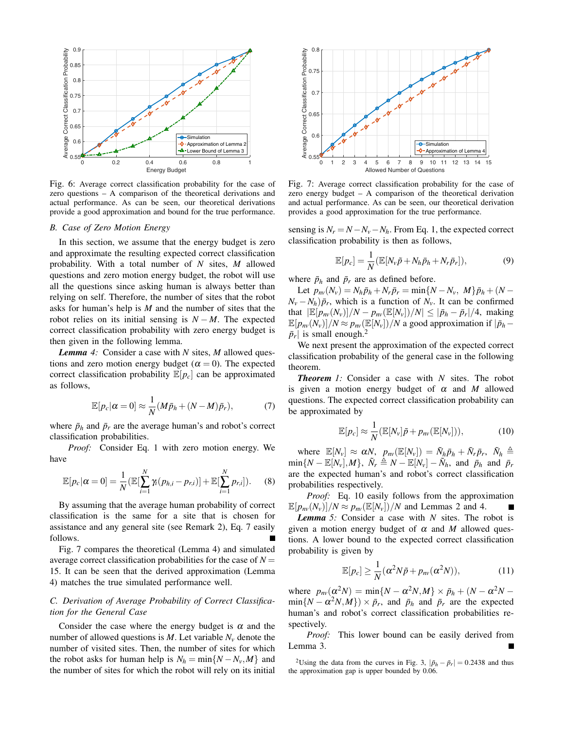Fig. 6: Average correct classification probability for the case of zero questions – A comparison of the theoretical derivations and actual performance. As can be seen, our theoretical derivations provide a good approximation and bound for the true performance.

Fig. 7: Average correct classification probability for the case of zero energy budget – A comparison of the theoretical derivation and actual performance. As can be seen, our theoretical derivation provides a good approximation for the true performance.

### B. Case of Zero Motion Energy

In this section, we assume that the energy budget is zero and approximate the resulting expected correct classification probability. With a total number of $N$ sites, $M$ allowed questions and zero motion energy budget, the robot will use all the questions since asking human is always better than relying on self. Therefore, the number of sites that the robot asks for human's help is $M$ and the number of sites that the robot relies on its initial sensing is $N-M$. The expected correct classification probability with zero energy budget is then given in the following lemma.

***Lemma 4:*** Consider a case with $N$ sites, $M$ allowed questions and zero motion energy budget ($\alpha = 0$). The expected correct classification probability $\mathbb{E}[p_c]$ can be approximated as follows,

$$\mathbb{E}[p_c|\alpha = 0] \approx \frac{1}{N}(M\bar{p}_h + (N-M)\bar{p}_r), \tag{7}$$

where $\bar{p}_h$ and $\bar{p}_r$ are the average human's and robot's correct classification probabilities.

*Proof:* Consider Eq. 1 with zero motion energy. We have

$$\mathbb{E}[p_c|\alpha = 0] = \frac{1}{N}(\mathbb{E}[\sum_{i=1}^{N}\gamma_i(p_{h,i} - p_{r,i})] + \mathbb{E}[\sum_{i=1}^{N}p_{r,i}]). \tag{8}$$

By assuming that the average human probability of correct classification is the same for a site that is chosen for assistance and any general site (see Remark 2), Eq. 7 easily follows. ■

Fig. 7 compares the theoretical (Lemma 4) and simulated average correct classification probabilities for the case of $N = 15$. It can be seen that the derived approximation (Lemma 4) matches the true simulated performance well.

### C. Derivation of Average Probability of Correct Classification for the General Case

Consider the case where the energy budget is $\alpha$ and the number of allowed questions is $M$. Let variable $N_v$ denote the number of visited sites. Then, the number of sites for which the robot asks for human help is $N_h = \min\{N - N_v, M\}$ and the number of sites for which the robot will rely on its initial sensing is $N_r = N - N_v - N_h$. From Eq. 1, the expected correct classification probability is then as follows,

$$\mathbb{E}[p_c] = \frac{1}{N}(\mathbb{E}[N_v\tilde{p} + N_h\bar{p}_h + N_r\bar{p}_r]), \tag{9}$$

where $\bar{p}_h$ and $\bar{p}_r$ are as defined before.

Let $p_{nv}(N_v) = N_h\bar{p}_h + N_r\bar{p}_r = \min\{N - N_v,\ M\}\bar{p}_h + (N - N_v - N_h)\bar{p}_r$, which is a function of $N_v$. It can be confirmed that $|\mathbb{E}[p_{nv}(N_v)]/N - p_{nv}(\mathbb{E}[N_v])/N| \leq |\bar{p}_h - \bar{p}_r|/4$, making $\mathbb{E}[p_{nv}(N_v)]/N \approx p_{nv}(\mathbb{E}[N_v])/N$ a good approximation if $|\bar{p}_h - \bar{p}_r|$ is small enough.[2]

We next present the approximation of the expected correct classification probability of the general case in the following theorem.

***Theorem 1:*** Consider a case with $N$ sites. The robot is given a motion energy budget of $\alpha$ and $M$ allowed questions. The expected correct classification probability can be approximated by

$$\mathbb{E}[p_c] \approx \frac{1}{N}(\mathbb{E}[N_v]\tilde{p} + p_{nv}(\mathbb{E}[N_v])), \tag{10}$$

where $\mathbb{E}[N_v] \approx \alpha N$, $p_{nv}(\mathbb{E}[N_v]) = \tilde{N}_h\bar{p}_h + \tilde{N}_r\bar{p}_r$, $\tilde{N}_h \triangleq \min\{N - \mathbb{E}[N_v], M\}$, $\tilde{N}_r \triangleq N - \mathbb{E}[N_v] - \tilde{N}_h$, and $\bar{p}_h$ and $\bar{p}_r$ are the expected human's and robot's correct classification probabilities respectively.

*Proof:* Eq. 10 easily follows from the approximation $\mathbb{E}[p_{nv}(N_v)]/N \approx p_{nv}(\mathbb{E}[N_v])/N$ and Lemmas 2 and 4. ■

***Lemma 5:*** Consider a case with $N$ sites. The robot is given a motion energy budget of $\alpha$ and $M$ allowed questions. A lower bound to the expected correct classification probability is given by

$$\mathbb{E}[p_c] \geq \frac{1}{N}(\alpha^2 N\tilde{p} + p_{nv}(\alpha^2 N)), \tag{11}$$

where $p_{nv}(\alpha^2 N) = \min\{N - \alpha^2 N, M\} \times \bar{p}_h + (N - \alpha^2 N - \min\{N - \alpha^2 N, M\}) \times \bar{p}_r$, and $\bar{p}_h$ and $\bar{p}_r$ are the expected human's and robot's correct classification probabilities respectively.

*Proof:* This lower bound can be easily derived from Lemma 3. ■

[2] Using the data from the curves in Fig. 3, $|\bar{p}_h - \bar{p}_r| = 0.2438$ and thus the approximation gap is upper bounded by 0.06.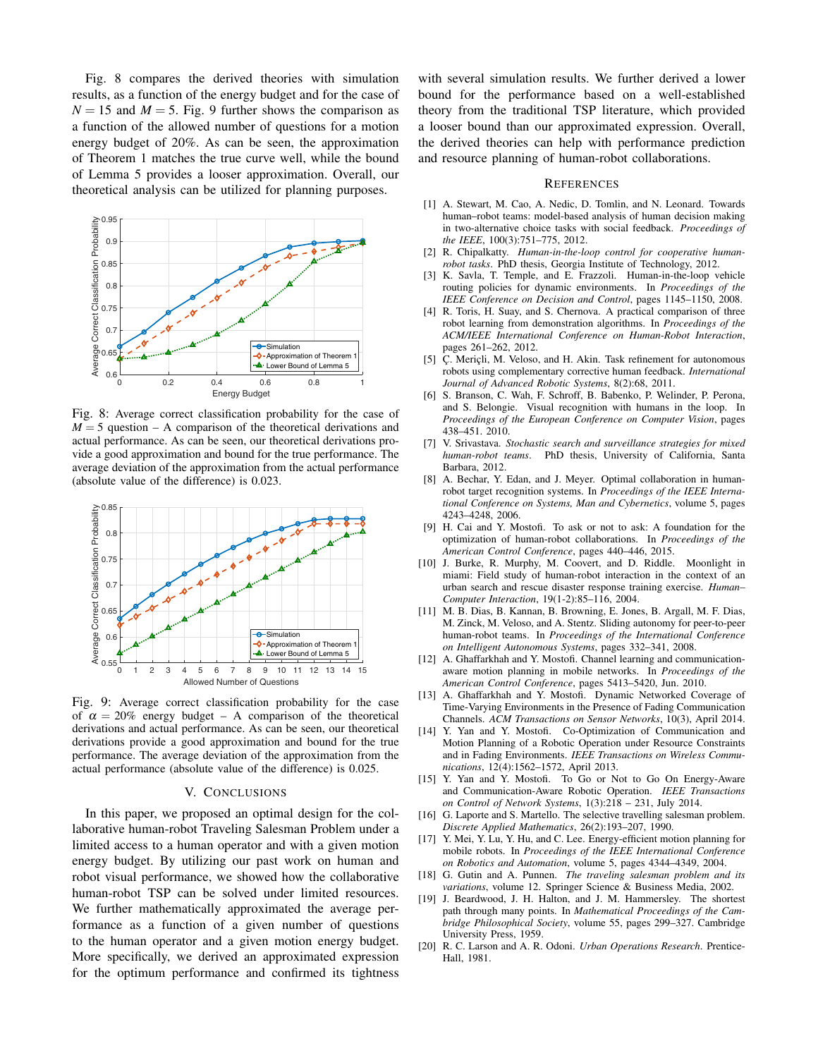Fig. 8 compares the derived theories with simulation results, as a function of the energy budget and for the case of $N = 15$ and $M = 5$. Fig. 9 further shows the comparison as a function of the allowed number of questions for a motion energy budget of 20%. As can be seen, the approximation of Theorem 1 matches the true curve well, while the bound of Lemma 5 provides a looser approximation. Overall, our theoretical analysis can be utilized for planning purposes.

Average Correct Classification Probability
0.95
0.9
0.85
0.8
0.75
0.7
0.65
0.6
0
0.2
0.4
0.6
0.8
1
Energy Budget
Simulation
Approximation of Theorem 1
Lower Bound of Lemma 5

Fig. 8: Average correct classification probability for the case of $M = 5$ question – A comparison of the theoretical derivations and actual performance. As can be seen, our theoretical derivations provide a good approximation and bound for the true performance. The average deviation of the approximation from the actual performance (absolute value of the difference) is 0.023.

Average Correct Classification Probability
0.85
0.8
0.75
0.7
0.65
0.6
0.55
0
1
2
3
4
5
6
7
8
9
10
11
12
13
14
15
Allowed Number of Questions
Simulation
Approximation of Theorem 1
Lower Bound of Lemma 5

Fig. 9: Average correct classification probability for the case of $\alpha = 20\%$ energy budget – A comparison of the theoretical derivations and actual performance. As can be seen, our theoretical derivations provide a good approximation and bound for the true performance. The average deviation of the approximation from the actual performance (absolute value of the difference) is 0.025.

## V. Conclusions

In this paper, we proposed an optimal design for the collaborative human-robot Traveling Salesman Problem under a limited access to a human operator and with a given motion energy budget. By utilizing our past work on human and robot visual performance, we showed how the collaborative human-robot TSP can be solved under limited resources. We further mathematically approximated the average performance as a function of a given number of questions to the human operator and a given motion energy budget. More specifically, we derived an approximated expression for the optimum performance and confirmed its tightness with several simulation results. We further derived a lower bound for the performance based on a well-established theory from the traditional TSP literature, which provided a looser bound than our approximated expression. Overall, the derived theories can help with performance prediction and resource planning of human-robot collaborations.

## References

[1] A. Stewart, M. Cao, A. Nedic, D. Tomlin, and N. Leonard. Towards human–robot teams: model-based analysis of human decision making in two-alternative choice tasks with social feedback. *Proceedings of the IEEE*, 100(3):751–775, 2012.

[2] R. Chipalkatty. *Human-in-the-loop control for cooperative human-robot tasks*. PhD thesis, Georgia Institute of Technology, 2012.

[3] K. Savla, T. Temple, and E. Frazzoli. Human-in-the-loop vehicle routing policies for dynamic environments. In *Proceedings of the IEEE Conference on Decision and Control*, pages 1145–1150, 2008.

[4] R. Toris, H. Suay, and S. Chernova. A practical comparison of three robot learning from demonstration algorithms. In *Proceedings of the ACM/IEEE International Conference on Human-Robot Interaction*, pages 261–262, 2012.

[5] Ç. Meriçli, M. Veloso, and H. Akin. Task refinement for autonomous robots using complementary corrective human feedback. *International Journal of Advanced Robotic Systems*, 8(2):68, 2011.

[6] S. Branson, C. Wah, F. Schroff, B. Babenko, P. Welinder, P. Perona, and S. Belongie. Visual recognition with humans in the loop. In *Proceedings of the European Conference on Computer Vision*, pages 438–451. 2010.

[7] V. Srivastava. *Stochastic search and surveillance strategies for mixed human-robot teams*. PhD thesis, University of California, Santa Barbara, 2012.

[8] A. Bechar, Y. Edan, and J. Meyer. Optimal collaboration in human-robot target recognition systems. In *Proceedings of the IEEE International Conference on Systems, Man and Cybernetics*, volume 5, pages 4243–4248, 2006.

[9] H. Cai and Y. Mostofi. To ask or not to ask: A foundation for the optimization of human-robot collaborations. In *Proceedings of the American Control Conference*, pages 440–446, 2015.

[10] J. Burke, R. Murphy, M. Coovert, and D. Riddle. Moonlight in miami: Field study of human-robot interaction in the context of an urban search and rescue disaster response training exercise. *Human–Computer Interaction*, 19(1-2):85–116, 2004.

[11] M. B. Dias, B. Kannan, B. Browning, E. Jones, B. Argall, M. F. Dias, M. Zinck, M. Veloso, and A. Stentz. Sliding autonomy for peer-to-peer human-robot teams. In *Proceedings of the International Conference on Intelligent Autonomous Systems*, pages 332–341, 2008.

[12] A. Ghaffarkhah and Y. Mostofi. Channel learning and communication-aware motion planning in mobile networks. In *Proceedings of the American Control Conference*, pages 5413–5420, Jun. 2010.

[13] A. Ghaffarkhah and Y. Mostofi. Dynamic Networked Coverage of Time-Varying Environments in the Presence of Fading Communication Channels. *ACM Transactions on Sensor Networks*, 10(3), April 2014.

[14] Y. Yan and Y. Mostofi. Co-Optimization of Communication and Motion Planning of a Robotic Operation under Resource Constraints and in Fading Environments. *IEEE Transactions on Wireless Communications*, 12(4):1562–1572, April 2013.

[15] Y. Yan and Y. Mostofi. To Go or Not to Go On Energy-Aware and Communication-Aware Robotic Operation. *IEEE Transactions on Control of Network Systems*, 1(3):218 – 231, July 2014.

[16] G. Laporte and S. Martello. The selective travelling salesman problem. *Discrete Applied Mathematics*, 26(2):193–207, 1990.

[17] Y. Mei, Y. Lu, Y. Hu, and C. Lee. Energy-efficient motion planning for mobile robots. In *Proceedings of the IEEE International Conference on Robotics and Automation*, volume 5, pages 4344–4349, 2004.

[18] G. Gutin and A. Punnen. *The traveling salesman problem and its variations*, volume 12. Springer Science & Business Media, 2002.

[19] J. Beardwood, J. H. Halton, and J. M. Hammersley. The shortest path through many points. In *Mathematical Proceedings of the Cambridge Philosophical Society*, volume 55, pages 299–327. Cambridge University Press, 1959.

[20] R. C. Larson and A. R. Odoni. *Urban Operations Research*. Prentice-Hall, 1981.